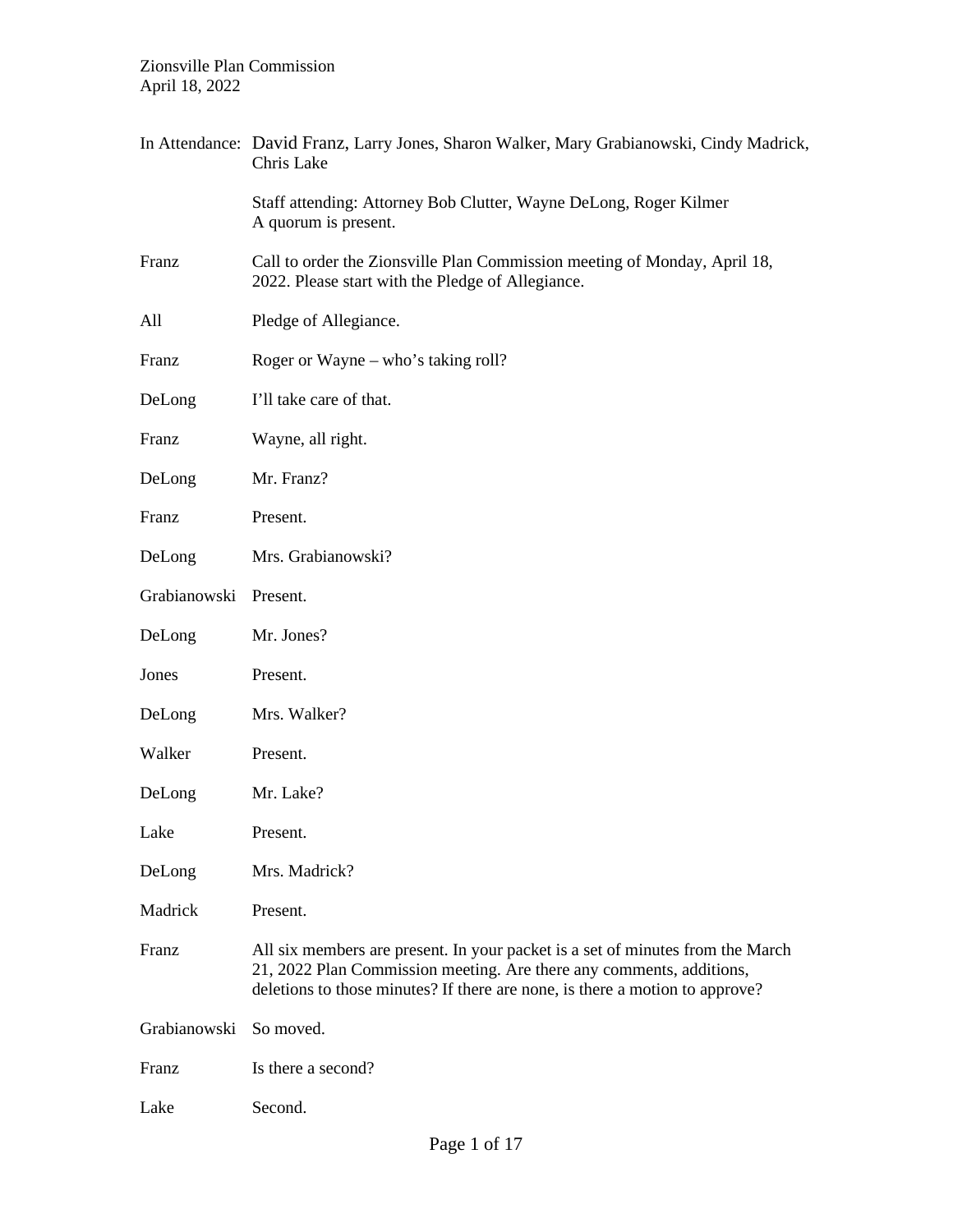Zionsville Plan Commission
April 18, 2022

| | |
|---|---|
| In Attendance: | David Franz, Larry Jones, Sharon Walker, Mary Grabianowski, Cindy Madrick, Chris Lake |
| | Staff attending: Attorney Bob Clutter, Wayne DeLong, Roger Kilmer<br>A quorum is present. |
| Franz | Call to order the Zionsville Plan Commission meeting of Monday, April 18, 2022. Please start with the Pledge of Allegiance. |
| All | Pledge of Allegiance. |
| Franz | Roger or Wayne – who's taking roll? |
| DeLong | I'll take care of that. |
| Franz | Wayne, all right. |
| DeLong | Mr. Franz? |
| Franz | Present. |
| DeLong | Mrs. Grabianowski? |
| Grabianowski | Present. |
| DeLong | Mr. Jones? |
| Jones | Present. |
| DeLong | Mrs. Walker? |
| Walker | Present. |
| DeLong | Mr. Lake? |
| Lake | Present. |
| DeLong | Mrs. Madrick? |
| Madrick | Present. |
| Franz | All six members are present. In your packet is a set of minutes from the March 21, 2022 Plan Commission meeting. Are there any comments, additions, deletions to those minutes? If there are none, is there a motion to approve? |
| Grabianowski | So moved. |
| Franz | Is there a second? |
| Lake | Second. |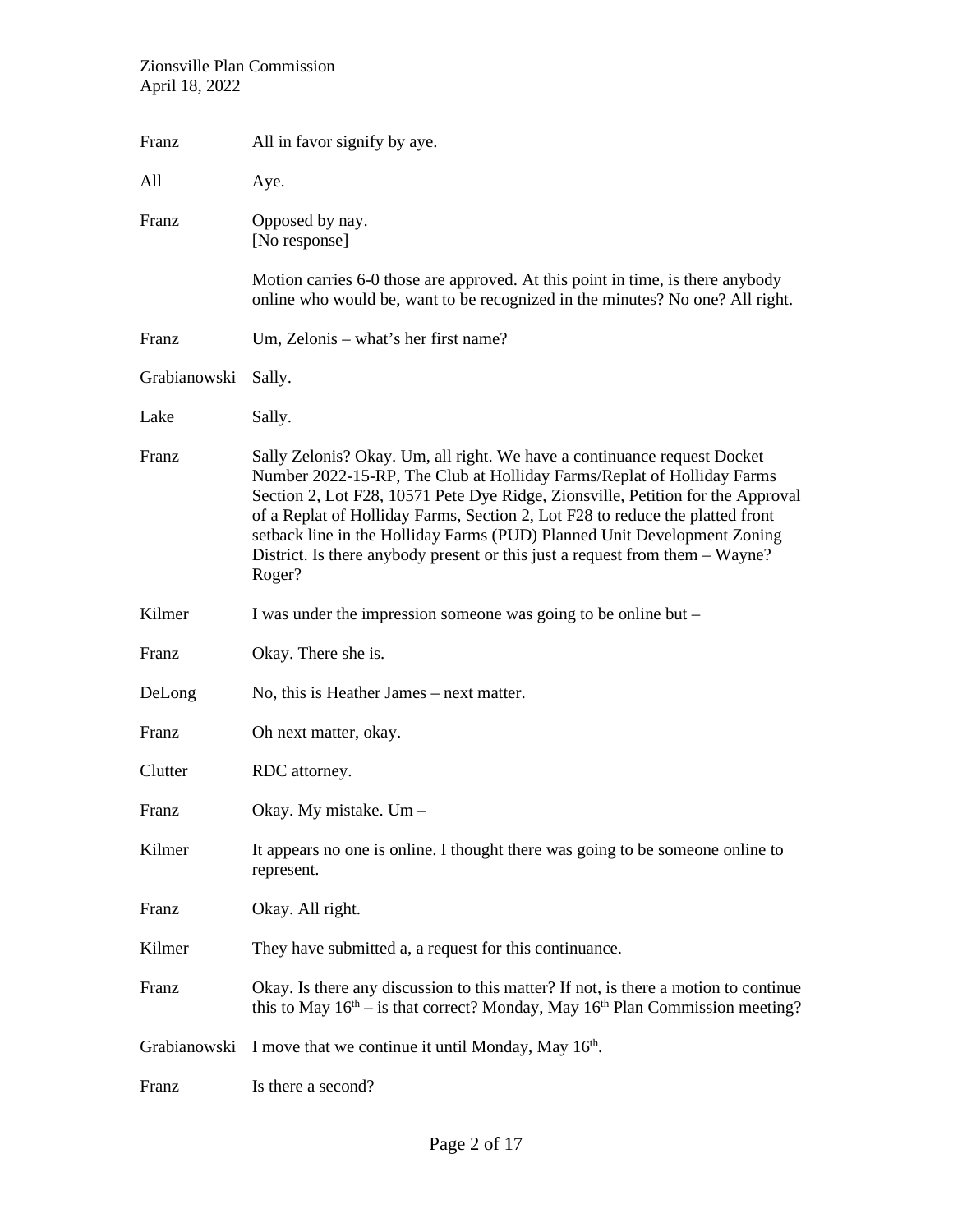Franz All in favor signify by aye.

All Aye.

Franz Opposed by nay.
[No response]

Motion carries 6-0 those are approved. At this point in time, is there anybody online who would be, want to be recognized in the minutes? No one? All right.

Franz Um, Zelonis – what's her first name?

Grabianowski Sally.

Lake Sally.

Franz Sally Zelonis? Okay. Um, all right. We have a continuance request Docket Number 2022-15-RP, The Club at Holliday Farms/Replat of Holliday Farms Section 2, Lot F28, 10571 Pete Dye Ridge, Zionsville, Petition for the Approval of a Replat of Holliday Farms, Section 2, Lot F28 to reduce the platted front setback line in the Holliday Farms (PUD) Planned Unit Development Zoning District. Is there anybody present or this just a request from them – Wayne? Roger?

Kilmer I was under the impression someone was going to be online but –

Franz Okay. There she is.

DeLong No, this is Heather James – next matter.

Franz Oh next matter, okay.

Clutter RDC attorney.

Franz Okay. My mistake. Um –

Kilmer It appears no one is online. I thought there was going to be someone online to represent.

Franz Okay. All right.

Kilmer They have submitted a, a request for this continuance.

Franz Okay. Is there any discussion to this matter? If not, is there a motion to continue this to May 16th – is that correct? Monday, May 16th Plan Commission meeting?

Grabianowski I move that we continue it until Monday, May 16th.

Franz Is there a second?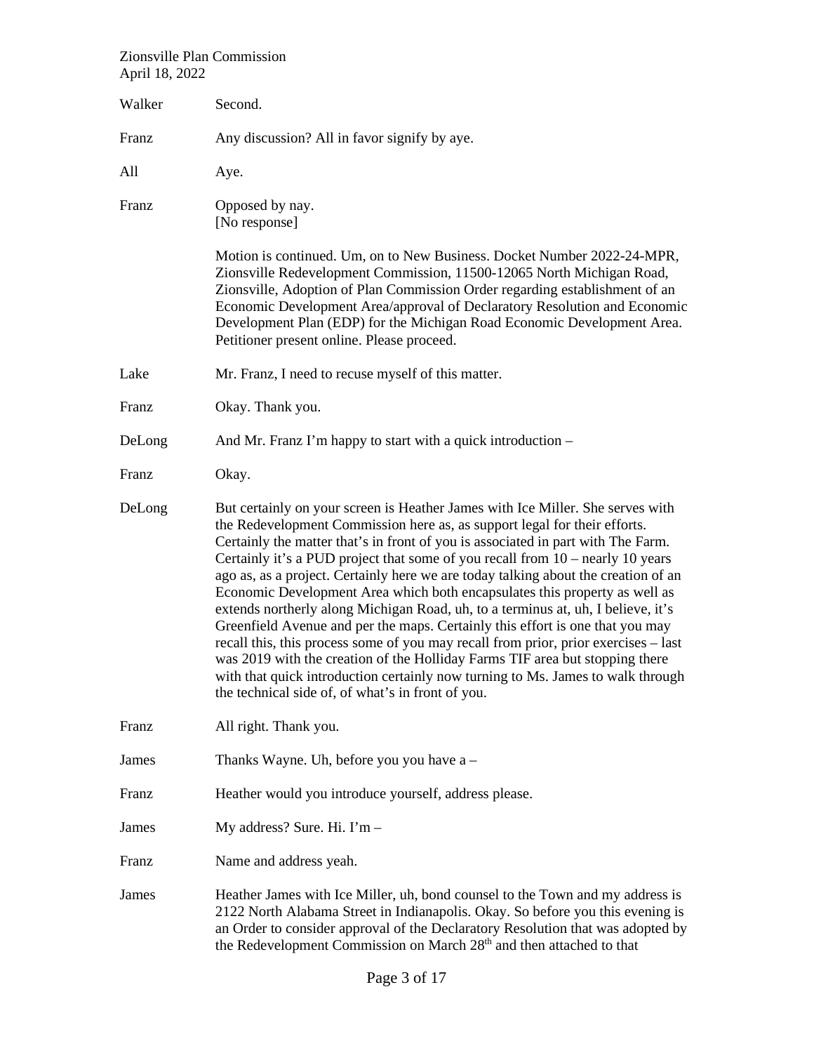| | |
|---|---|
| Walker | Second. |
| Franz | Any discussion? All in favor signify by aye. |
| All | Aye. |
| Franz | Opposed by nay.<br>[No response]<br><br>Motion is continued. Um, on to New Business. Docket Number 2022-24-MPR, Zionsville Redevelopment Commission, 11500-12065 North Michigan Road, Zionsville, Adoption of Plan Commission Order regarding establishment of an Economic Development Area/approval of Declaratory Resolution and Economic Development Plan (EDP) for the Michigan Road Economic Development Area. Petitioner present online. Please proceed. |
| Lake | Mr. Franz, I need to recuse myself of this matter. |
| Franz | Okay. Thank you. |
| DeLong | And Mr. Franz I'm happy to start with a quick introduction – |
| Franz | Okay. |
| DeLong | But certainly on your screen is Heather James with Ice Miller. She serves with the Redevelopment Commission here as, as support legal for their efforts. Certainly the matter that's in front of you is associated in part with The Farm. Certainly it's a PUD project that some of you recall from 10 – nearly 10 years ago as, as a project. Certainly here we are today talking about the creation of an Economic Development Area which both encapsulates this property as well as extends northerly along Michigan Road, uh, to a terminus at, uh, I believe, it's Greenfield Avenue and per the maps. Certainly this effort is one that you may recall this, this process some of you may recall from prior, prior exercises – last was 2019 with the creation of the Holliday Farms TIF area but stopping there with that quick introduction certainly now turning to Ms. James to walk through the technical side of, of what's in front of you. |
| Franz | All right. Thank you. |
| James | Thanks Wayne. Uh, before you you have a – |
| Franz | Heather would you introduce yourself, address please. |
| James | My address? Sure. Hi. I'm – |
| Franz | Name and address yeah. |
| James | Heather James with Ice Miller, uh, bond counsel to the Town and my address is 2122 North Alabama Street in Indianapolis. Okay. So before you this evening is an Order to consider approval of the Declaratory Resolution that was adopted by the Redevelopment Commission on March 28th and then attached to that |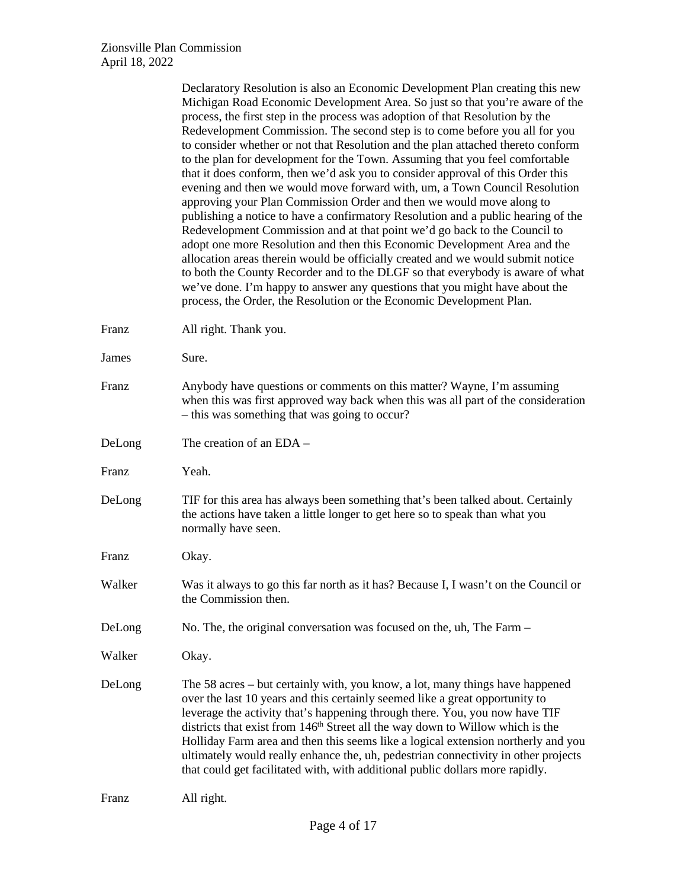Declaratory Resolution is also an Economic Development Plan creating this new Michigan Road Economic Development Area. So just so that you're aware of the process, the first step in the process was adoption of that Resolution by the Redevelopment Commission. The second step is to come before you all for you to consider whether or not that Resolution and the plan attached thereto conform to the plan for development for the Town. Assuming that you feel comfortable that it does conform, then we'd ask you to consider approval of this Order this evening and then we would move forward with, um, a Town Council Resolution approving your Plan Commission Order and then we would move along to publishing a notice to have a confirmatory Resolution and a public hearing of the Redevelopment Commission and at that point we'd go back to the Council to adopt one more Resolution and then this Economic Development Area and the allocation areas therein would be officially created and we would submit notice to both the County Recorder and to the DLGF so that everybody is aware of what we've done. I'm happy to answer any questions that you might have about the process, the Order, the Resolution or the Economic Development Plan.

Franz: All right. Thank you.

James: Sure.

Franz: Anybody have questions or comments on this matter? Wayne, I'm assuming when this was first approved way back when this was all part of the consideration – this was something that was going to occur?

DeLong: The creation of an EDA –

Franz: Yeah.

DeLong: TIF for this area has always been something that's been talked about. Certainly the actions have taken a little longer to get here so to speak than what you normally have seen.

Franz: Okay.

Walker: Was it always to go this far north as it has? Because I, I wasn't on the Council or the Commission then.

DeLong: No. The, the original conversation was focused on the, uh, The Farm –

Walker: Okay.

DeLong: The 58 acres – but certainly with, you know, a lot, many things have happened over the last 10 years and this certainly seemed like a great opportunity to leverage the activity that's happening through there. You, you now have TIF districts that exist from 146th Street all the way down to Willow which is the Holliday Farm area and then this seems like a logical extension northerly and you ultimately would really enhance the, uh, pedestrian connectivity in other projects that could get facilitated with, with additional public dollars more rapidly.

Franz: All right.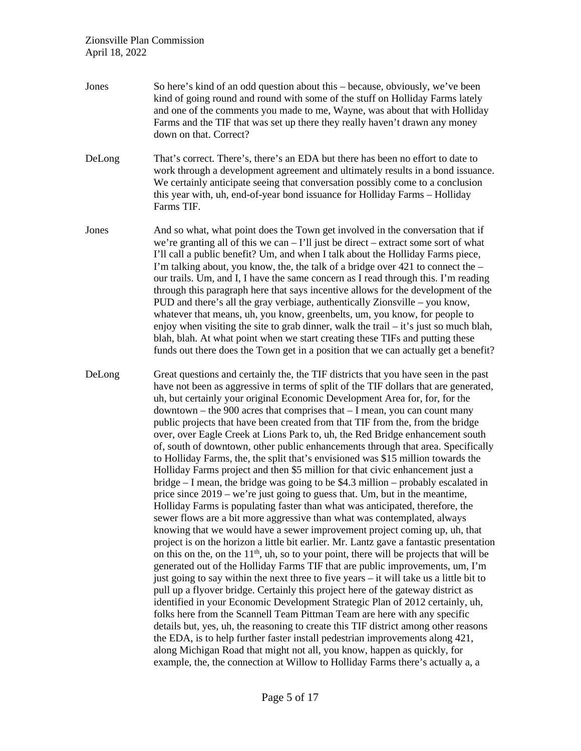**Jones** So here's kind of an odd question about this – because, obviously, we've been kind of going round and round with some of the stuff on Holliday Farms lately and one of the comments you made to me, Wayne, was about that with Holliday Farms and the TIF that was set up there they really haven't drawn any money down on that. Correct?

**DeLong** That's correct. There's, there's an EDA but there has been no effort to date to work through a development agreement and ultimately results in a bond issuance. We certainly anticipate seeing that conversation possibly come to a conclusion this year with, uh, end-of-year bond issuance for Holliday Farms – Holliday Farms TIF.

**Jones** And so what, what point does the Town get involved in the conversation that if we're granting all of this we can – I'll just be direct – extract some sort of what I'll call a public benefit? Um, and when I talk about the Holliday Farms piece, I'm talking about, you know, the, the talk of a bridge over 421 to connect the – our trails. Um, and I, I have the same concern as I read through this. I'm reading through this paragraph here that says incentive allows for the development of the PUD and there's all the gray verbiage, authentically Zionsville – you know, whatever that means, uh, you know, greenbelts, um, you know, for people to enjoy when visiting the site to grab dinner, walk the trail – it's just so much blah, blah, blah. At what point when we start creating these TIFs and putting these funds out there does the Town get in a position that we can actually get a benefit?

**DeLong** Great questions and certainly the, the TIF districts that you have seen in the past have not been as aggressive in terms of split of the TIF dollars that are generated, uh, but certainly your original Economic Development Area for, for, for the downtown – the 900 acres that comprises that – I mean, you can count many public projects that have been created from that TIF from the, from the bridge over, over Eagle Creek at Lions Park to, uh, the Red Bridge enhancement south of, south of downtown, other public enhancements through that area. Specifically to Holliday Farms, the, the split that's envisioned was $15 million towards the Holliday Farms project and then $5 million for that civic enhancement just a bridge – I mean, the bridge was going to be $4.3 million – probably escalated in price since 2019 – we're just going to guess that. Um, but in the meantime, Holliday Farms is populating faster than what was anticipated, therefore, the sewer flows are a bit more aggressive than what was contemplated, always knowing that we would have a sewer improvement project coming up, uh, that project is on the horizon a little bit earlier. Mr. Lantz gave a fantastic presentation on this on the, on the 11th, uh, so to your point, there will be projects that will be generated out of the Holliday Farms TIF that are public improvements, um, I'm just going to say within the next three to five years – it will take us a little bit to pull up a flyover bridge. Certainly this project here of the gateway district as identified in your Economic Development Strategic Plan of 2012 certainly, uh, folks here from the Scannell Team Pittman Team are here with any specific details but, yes, uh, the reasoning to create this TIF district among other reasons the EDA, is to help further faster install pedestrian improvements along 421, along Michigan Road that might not all, you know, happen as quickly, for example, the, the connection at Willow to Holliday Farms there's actually a, a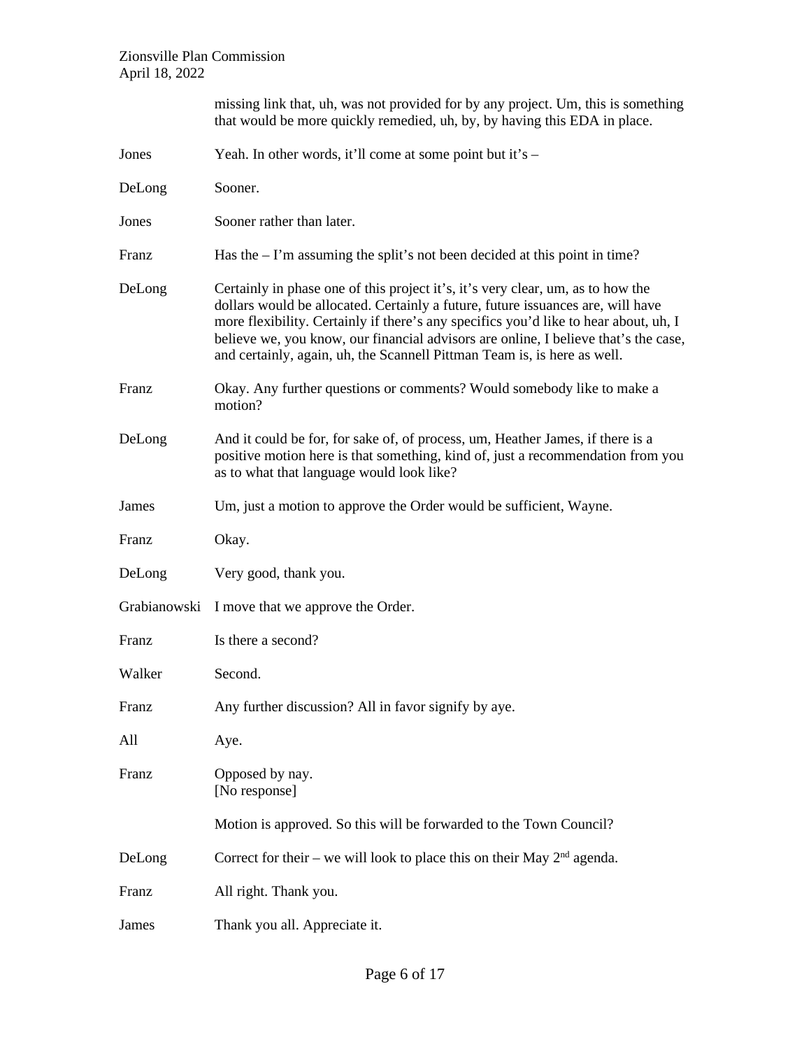missing link that, uh, was not provided for by any project. Um, this is something that would be more quickly remedied, uh, by, by having this EDA in place.

Jones	Yeah. In other words, it'll come at some point but it's –

DeLong	Sooner.

Jones	Sooner rather than later.

Franz	Has the – I'm assuming the split's not been decided at this point in time?

DeLong	Certainly in phase one of this project it's, it's very clear, um, as to how the dollars would be allocated. Certainly a future, future issuances are, will have more flexibility. Certainly if there's any specifics you'd like to hear about, uh, I believe we, you know, our financial advisors are online, I believe that's the case, and certainly, again, uh, the Scannell Pittman Team is, is here as well.

Franz	Okay. Any further questions or comments? Would somebody like to make a motion?

DeLong	And it could be for, for sake of, of process, um, Heather James, if there is a positive motion here is that something, kind of, just a recommendation from you as to what that language would look like?

James	Um, just a motion to approve the Order would be sufficient, Wayne.

Franz	Okay.

DeLong	Very good, thank you.

Grabianowski	I move that we approve the Order.

Franz	Is there a second?

Walker	Second.

Franz	Any further discussion? All in favor signify by aye.

All	Aye.

Franz	Opposed by nay.
[No response]

Motion is approved. So this will be forwarded to the Town Council?

DeLong	Correct for their – we will look to place this on their May 2nd agenda.

Franz	All right. Thank you.

James	Thank you all. Appreciate it.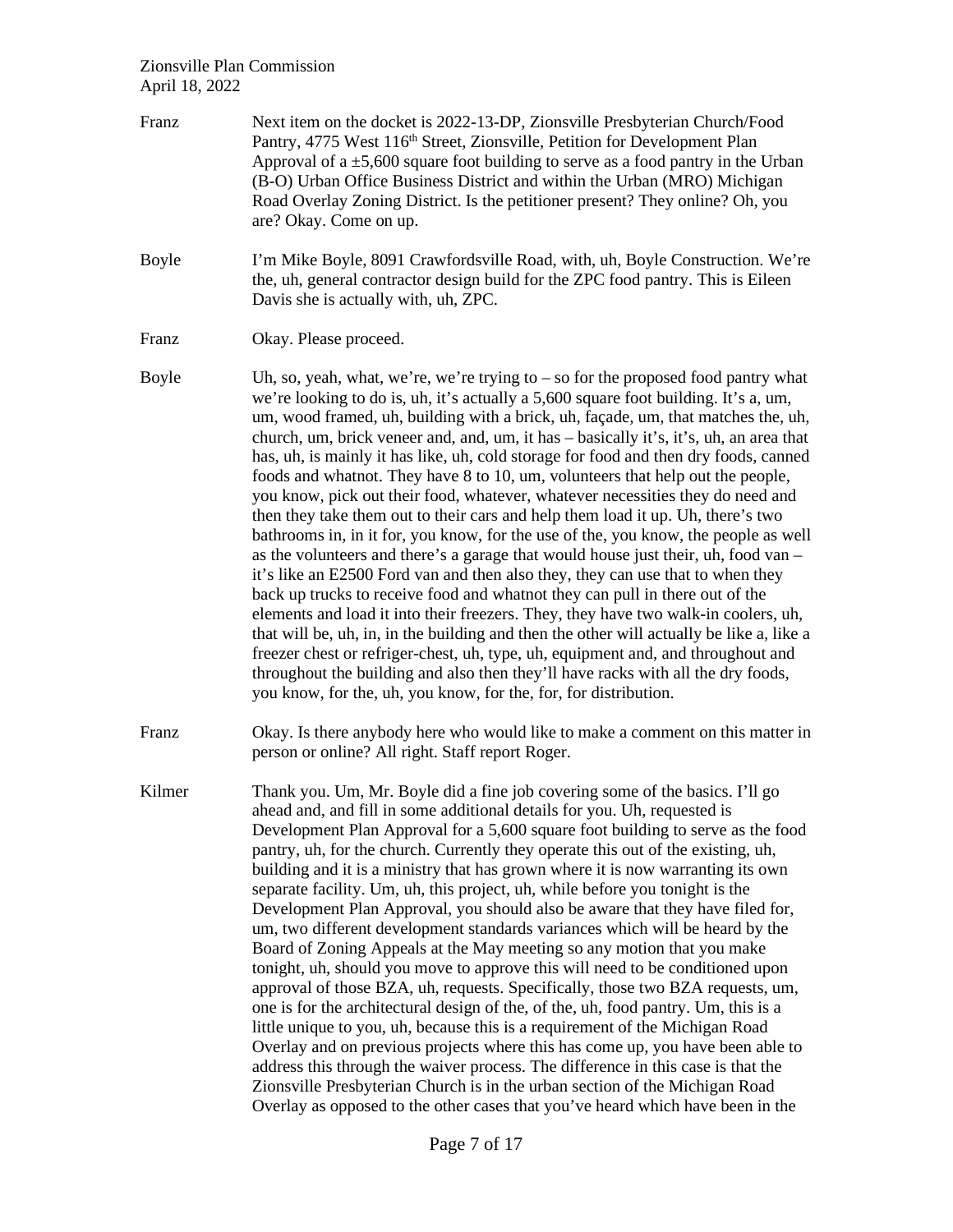Franz Next item on the docket is 2022-13-DP, Zionsville Presbyterian Church/Food Pantry, 4775 West 116th Street, Zionsville, Petition for Development Plan Approval of a ±5,600 square foot building to serve as a food pantry in the Urban (B-O) Urban Office Business District and within the Urban (MRO) Michigan Road Overlay Zoning District. Is the petitioner present? They online? Oh, you are? Okay. Come on up.

Boyle I'm Mike Boyle, 8091 Crawfordsville Road, with, uh, Boyle Construction. We're the, uh, general contractor design build for the ZPC food pantry. This is Eileen Davis she is actually with, uh, ZPC.

Franz Okay. Please proceed.

Boyle Uh, so, yeah, what, we're, we're trying to – so for the proposed food pantry what we're looking to do is, uh, it's actually a 5,600 square foot building. It's a, um, um, wood framed, uh, building with a brick, uh, façade, um, that matches the, uh, church, um, brick veneer and, and, um, it has – basically it's, it's, uh, an area that has, uh, is mainly it has like, uh, cold storage for food and then dry foods, canned foods and whatnot. They have 8 to 10, um, volunteers that help out the people, you know, pick out their food, whatever, whatever necessities they do need and then they take them out to their cars and help them load it up. Uh, there's two bathrooms in, in it for, you know, for the use of the, you know, the people as well as the volunteers and there's a garage that would house just their, uh, food van – it's like an E2500 Ford van and then also they, they can use that to when they back up trucks to receive food and whatnot they can pull in there out of the elements and load it into their freezers. They, they have two walk-in coolers, uh, that will be, uh, in, in the building and then the other will actually be like a, like a freezer chest or refriger-chest, uh, type, uh, equipment and, and throughout and throughout the building and also then they'll have racks with all the dry foods, you know, for the, uh, you know, for the, for, for distribution.

Franz Okay. Is there anybody here who would like to make a comment on this matter in person or online? All right. Staff report Roger.

Kilmer Thank you. Um, Mr. Boyle did a fine job covering some of the basics. I'll go ahead and, and fill in some additional details for you. Uh, requested is Development Plan Approval for a 5,600 square foot building to serve as the food pantry, uh, for the church. Currently they operate this out of the existing, uh, building and it is a ministry that has grown where it is now warranting its own separate facility. Um, uh, this project, uh, while before you tonight is the Development Plan Approval, you should also be aware that they have filed for, um, two different development standards variances which will be heard by the Board of Zoning Appeals at the May meeting so any motion that you make tonight, uh, should you move to approve this will need to be conditioned upon approval of those BZA, uh, requests. Specifically, those two BZA requests, um, one is for the architectural design of the, of the, uh, food pantry. Um, this is a little unique to you, uh, because this is a requirement of the Michigan Road Overlay and on previous projects where this has come up, you have been able to address this through the waiver process. The difference in this case is that the Zionsville Presbyterian Church is in the urban section of the Michigan Road Overlay as opposed to the other cases that you've heard which have been in the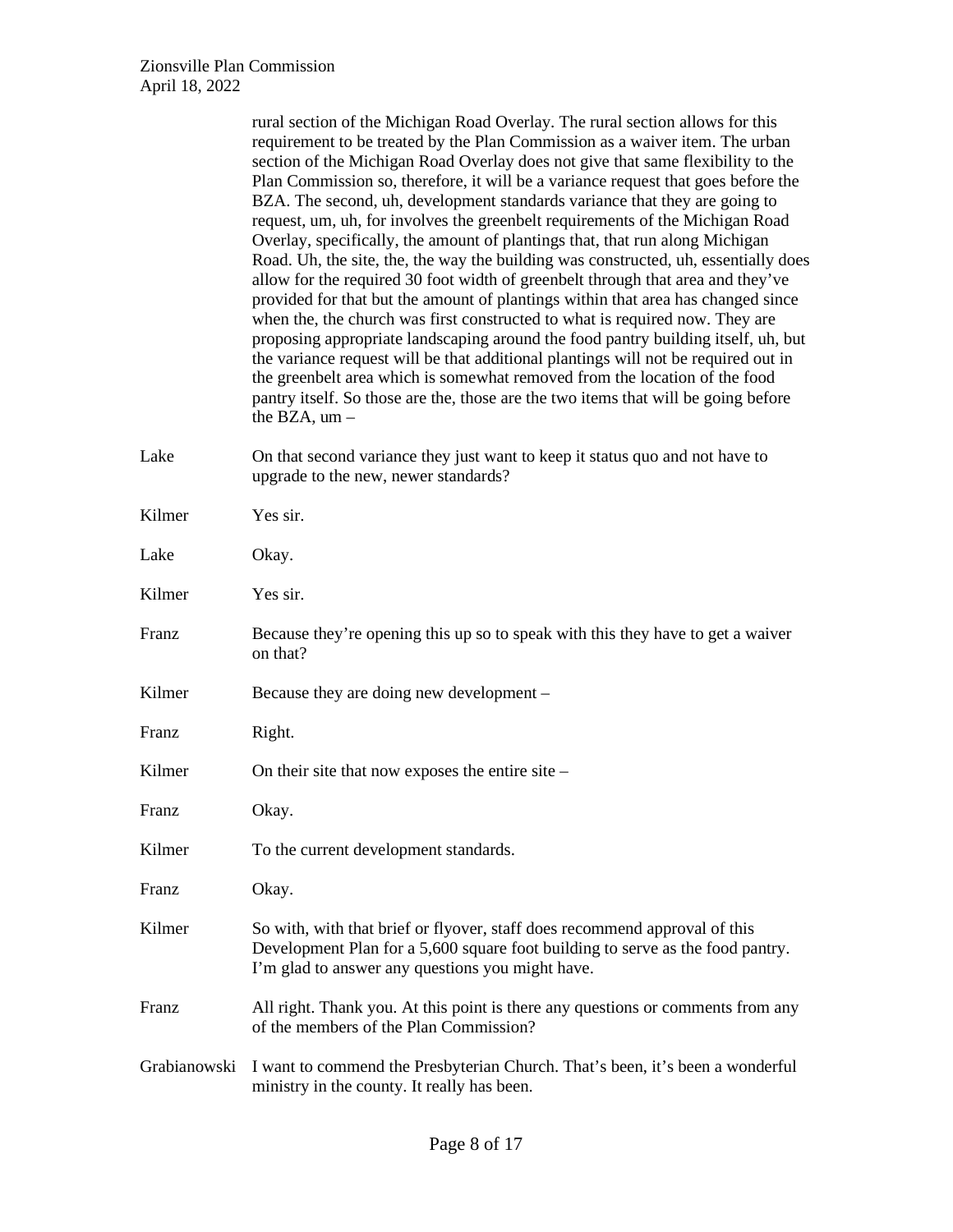rural section of the Michigan Road Overlay. The rural section allows for this requirement to be treated by the Plan Commission as a waiver item. The urban section of the Michigan Road Overlay does not give that same flexibility to the Plan Commission so, therefore, it will be a variance request that goes before the BZA. The second, uh, development standards variance that they are going to request, um, uh, for involves the greenbelt requirements of the Michigan Road Overlay, specifically, the amount of plantings that, that run along Michigan Road. Uh, the site, the, the way the building was constructed, uh, essentially does allow for the required 30 foot width of greenbelt through that area and they've provided for that but the amount of plantings within that area has changed since when the, the church was first constructed to what is required now. They are proposing appropriate landscaping around the food pantry building itself, uh, but the variance request will be that additional plantings will not be required out in the greenbelt area which is somewhat removed from the location of the food pantry itself. So those are the, those are the two items that will be going before the BZA, um –

| | |
|---|---|
| Lake | On that second variance they just want to keep it status quo and not have to upgrade to the new, newer standards? |
| Kilmer | Yes sir. |
| Lake | Okay. |
| Kilmer | Yes sir. |
| Franz | Because they're opening this up so to speak with this they have to get a waiver on that? |
| Kilmer | Because they are doing new development – |
| Franz | Right. |
| Kilmer | On their site that now exposes the entire site – |
| Franz | Okay. |
| Kilmer | To the current development standards. |
| Franz | Okay. |
| Kilmer | So with, with that brief or flyover, staff does recommend approval of this Development Plan for a 5,600 square foot building to serve as the food pantry. I'm glad to answer any questions you might have. |
| Franz | All right. Thank you. At this point is there any questions or comments from any of the members of the Plan Commission? |
| Grabianowski | I want to commend the Presbyterian Church. That's been, it's been a wonderful ministry in the county. It really has been. |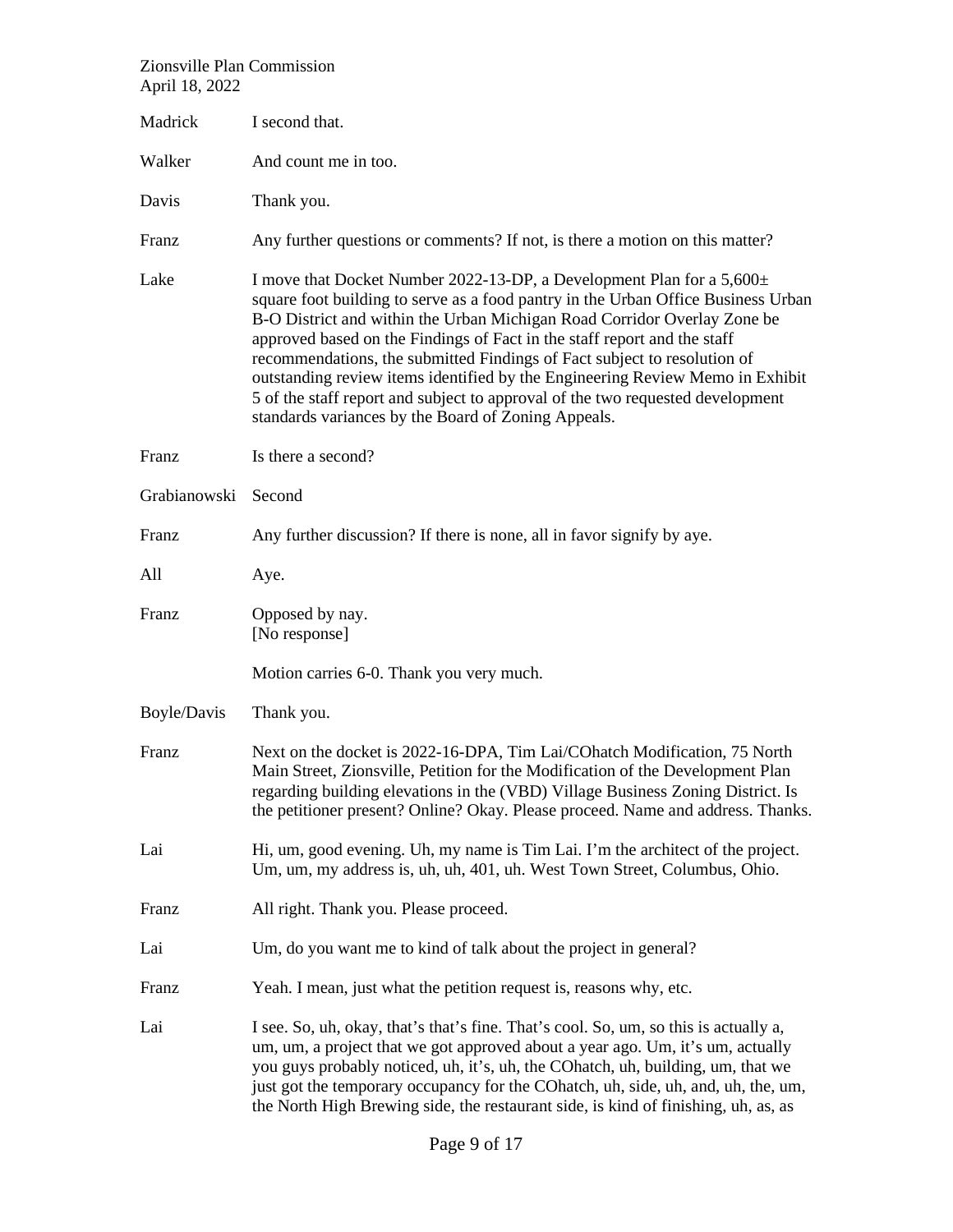Madrick I second that.

Walker And count me in too.

Davis Thank you.

Franz Any further questions or comments? If not, is there a motion on this matter?

Lake I move that Docket Number 2022-13-DP, a Development Plan for a 5,600± square foot building to serve as a food pantry in the Urban Office Business Urban B-O District and within the Urban Michigan Road Corridor Overlay Zone be approved based on the Findings of Fact in the staff report and the staff recommendations, the submitted Findings of Fact subject to resolution of outstanding review items identified by the Engineering Review Memo in Exhibit 5 of the staff report and subject to approval of the two requested development standards variances by the Board of Zoning Appeals.

Franz Is there a second?

Grabianowski Second

Franz Any further discussion? If there is none, all in favor signify by aye.

All Aye.

Franz Opposed by nay.
[No response]

Motion carries 6-0. Thank you very much.

Boyle/Davis Thank you.

Franz Next on the docket is 2022-16-DPA, Tim Lai/COhatch Modification, 75 North Main Street, Zionsville, Petition for the Modification of the Development Plan regarding building elevations in the (VBD) Village Business Zoning District. Is the petitioner present? Online? Okay. Please proceed. Name and address. Thanks.

Lai Hi, um, good evening. Uh, my name is Tim Lai. I'm the architect of the project. Um, um, my address is, uh, uh, 401, uh. West Town Street, Columbus, Ohio.

Franz All right. Thank you. Please proceed.

Lai Um, do you want me to kind of talk about the project in general?

Franz Yeah. I mean, just what the petition request is, reasons why, etc.

Lai I see. So, uh, okay, that's that's fine. That's cool. So, um, so this is actually a, um, um, a project that we got approved about a year ago. Um, it's um, actually you guys probably noticed, uh, it's, uh, the COhatch, uh, building, um, that we just got the temporary occupancy for the COhatch, uh, side, uh, and, uh, the, um, the North High Brewing side, the restaurant side, is kind of finishing, uh, as, as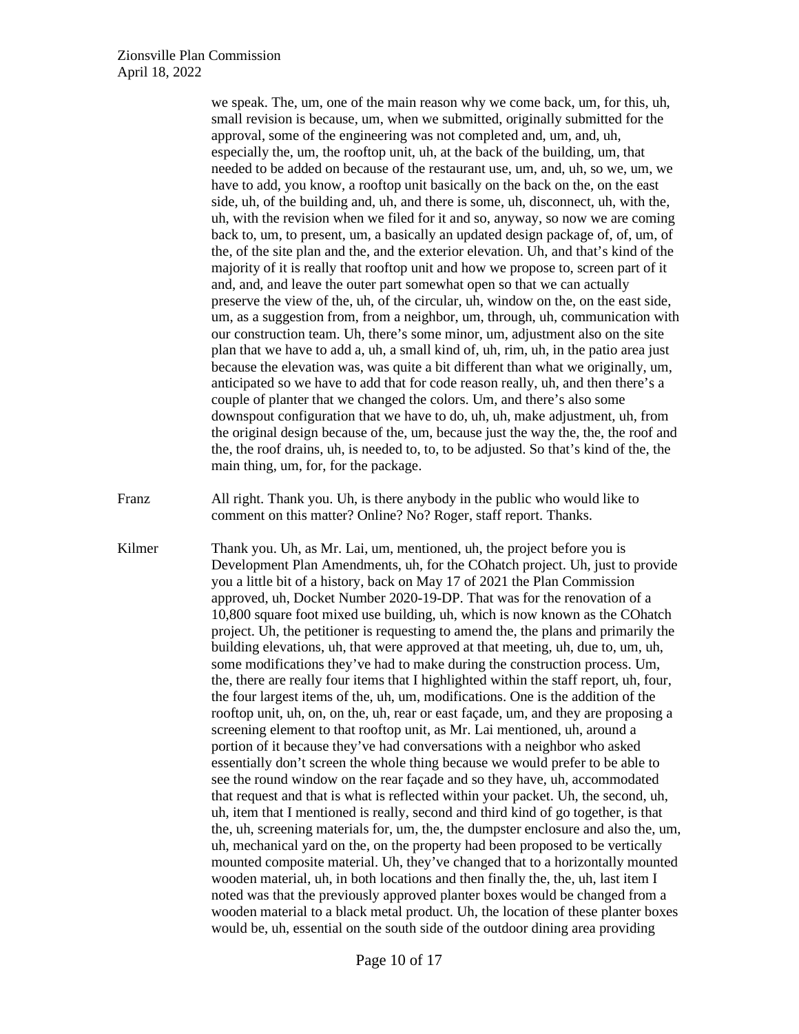we speak. The, um, one of the main reason why we come back, um, for this, uh, small revision is because, um, when we submitted, originally submitted for the approval, some of the engineering was not completed and, um, and, uh, especially the, um, the rooftop unit, uh, at the back of the building, um, that needed to be added on because of the restaurant use, um, and, uh, so we, um, we have to add, you know, a rooftop unit basically on the back on the, on the east side, uh, of the building and, uh, and there is some, uh, disconnect, uh, with the, uh, with the revision when we filed for it and so, anyway, so now we are coming back to, um, to present, um, a basically an updated design package of, of, um, of the, of the site plan and the, and the exterior elevation. Uh, and that's kind of the majority of it is really that rooftop unit and how we propose to, screen part of it and, and, and leave the outer part somewhat open so that we can actually preserve the view of the, uh, of the circular, uh, window on the, on the east side, um, as a suggestion from, from a neighbor, um, through, uh, communication with our construction team. Uh, there's some minor, um, adjustment also on the site plan that we have to add a, uh, a small kind of, uh, rim, uh, in the patio area just because the elevation was, was quite a bit different than what we originally, um, anticipated so we have to add that for code reason really, uh, and then there's a couple of planter that we changed the colors. Um, and there's also some downspout configuration that we have to do, uh, uh, make adjustment, uh, from the original design because of the, um, because just the way the, the, the roof and the, the roof drains, uh, is needed to, to, to be adjusted. So that's kind of the, the main thing, um, for, for the package.

Franz — All right. Thank you. Uh, is there anybody in the public who would like to comment on this matter? Online? No? Roger, staff report. Thanks.

Kilmer — Thank you. Uh, as Mr. Lai, um, mentioned, uh, the project before you is Development Plan Amendments, uh, for the COhatch project. Uh, just to provide you a little bit of a history, back on May 17 of 2021 the Plan Commission approved, uh, Docket Number 2020-19-DP. That was for the renovation of a 10,800 square foot mixed use building, uh, which is now known as the COhatch project. Uh, the petitioner is requesting to amend the, the plans and primarily the building elevations, uh, that were approved at that meeting, uh, due to, um, uh, some modifications they've had to make during the construction process. Um, the, there are really four items that I highlighted within the staff report, uh, four, the four largest items of the, uh, um, modifications. One is the addition of the rooftop unit, uh, on, on the, uh, rear or east façade, um, and they are proposing a screening element to that rooftop unit, as Mr. Lai mentioned, uh, around a portion of it because they've had conversations with a neighbor who asked essentially don't screen the whole thing because we would prefer to be able to see the round window on the rear façade and so they have, uh, accommodated that request and that is what is reflected within your packet. Uh, the second, uh, uh, item that I mentioned is really, second and third kind of go together, is that the, uh, screening materials for, um, the, the dumpster enclosure and also the, um, uh, mechanical yard on the, on the property had been proposed to be vertically mounted composite material. Uh, they've changed that to a horizontally mounted wooden material, uh, in both locations and then finally the, the, uh, last item I noted was that the previously approved planter boxes would be changed from a wooden material to a black metal product. Uh, the location of these planter boxes would be, uh, essential on the south side of the outdoor dining area providing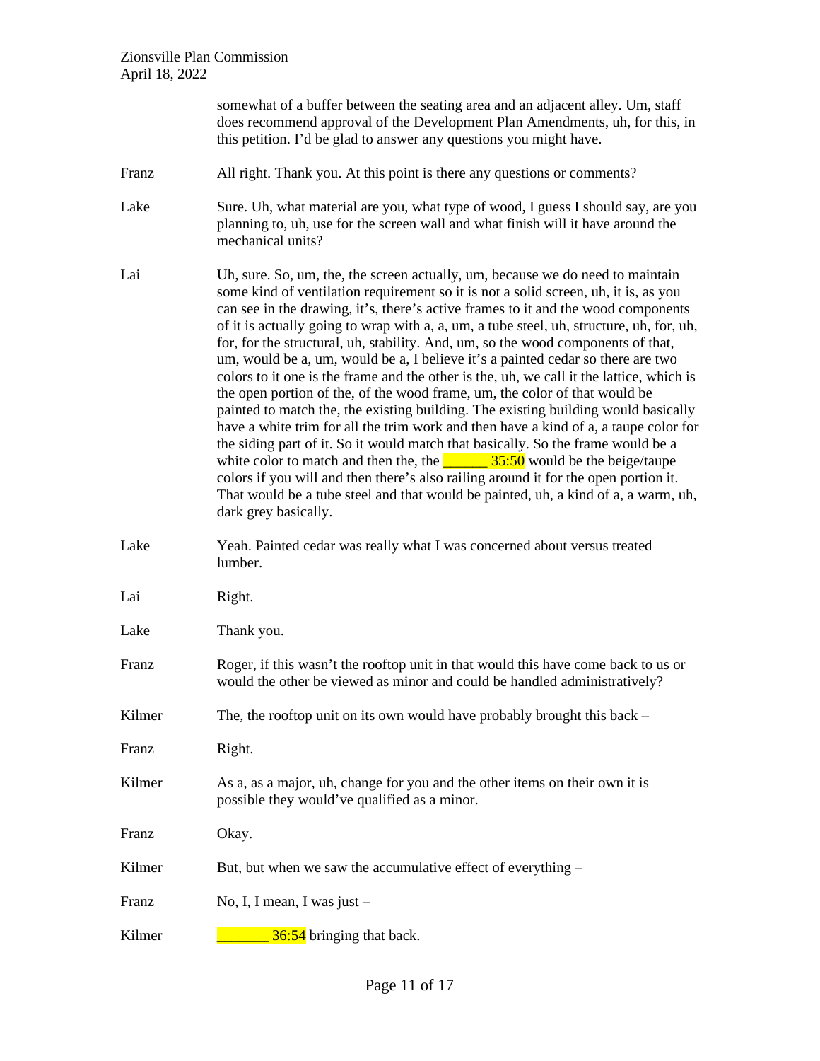somewhat of a buffer between the seating area and an adjacent alley. Um, staff does recommend approval of the Development Plan Amendments, uh, for this, in this petition. I'd be glad to answer any questions you might have.

Franz All right. Thank you. At this point is there any questions or comments?

Lake Sure. Uh, what material are you, what type of wood, I guess I should say, are you planning to, uh, use for the screen wall and what finish will it have around the mechanical units?

Lai Uh, sure. So, um, the, the screen actually, um, because we do need to maintain some kind of ventilation requirement so it is not a solid screen, uh, it is, as you can see in the drawing, it's, there's active frames to it and the wood components of it is actually going to wrap with a, a, um, a tube steel, uh, structure, uh, for, uh, for, for the structural, uh, stability. And, um, so the wood components of that, um, would be a, um, would be a, I believe it's a painted cedar so there are two colors to it one is the frame and the other is the, uh, we call it the lattice, which is the open portion of the, of the wood frame, um, the color of that would be painted to match the, the existing building. The existing building would basically have a white trim for all the trim work and then have a kind of a, a taupe color for the siding part of it. So it would match that basically. So the frame would be a white color to match and then the, the ______ 35:50 would be the beige/taupe colors if you will and then there's also railing around it for the open portion it. That would be a tube steel and that would be painted, uh, a kind of a, a warm, uh, dark grey basically.

Lake Yeah. Painted cedar was really what I was concerned about versus treated lumber.

Lai Right.

Lake Thank you.

Franz Roger, if this wasn't the rooftop unit in that would this have come back to us or would the other be viewed as minor and could be handled administratively?

Kilmer The, the rooftop unit on its own would have probably brought this back –

Franz Right.

Kilmer As a, as a major, uh, change for you and the other items on their own it is possible they would've qualified as a minor.

Franz Okay.

Kilmer But, but when we saw the accumulative effect of everything –

Franz No, I, I mean, I was just –

Kilmer _______ 36:54 bringing that back.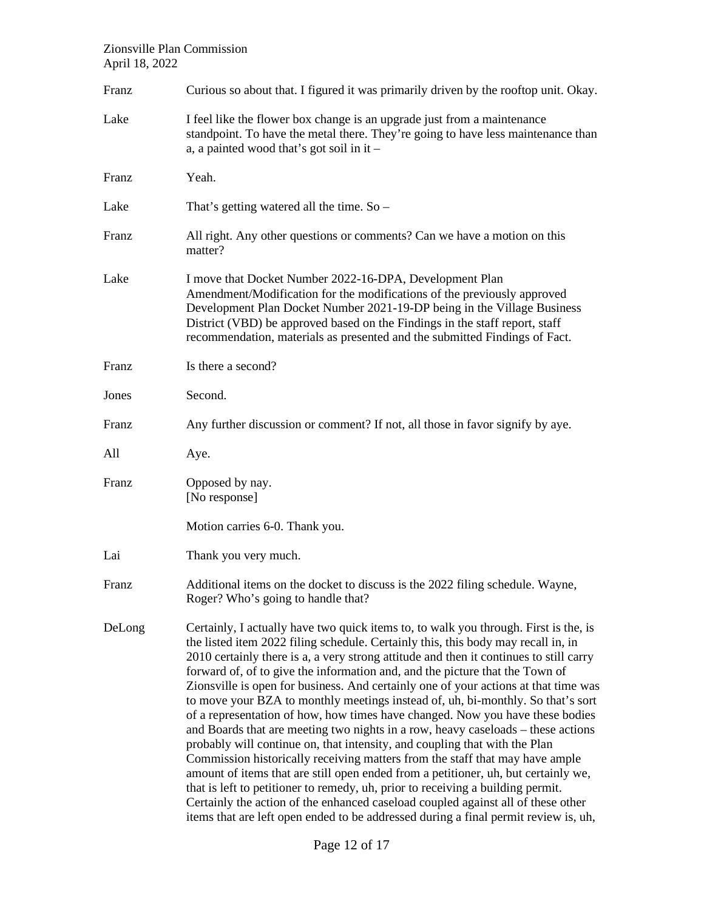Franz Curious so about that. I figured it was primarily driven by the rooftop unit. Okay.

Lake I feel like the flower box change is an upgrade just from a maintenance standpoint. To have the metal there. They're going to have less maintenance than a, a painted wood that's got soil in it –

Franz Yeah.

Lake That's getting watered all the time. So –

Franz All right. Any other questions or comments? Can we have a motion on this matter?

Lake I move that Docket Number 2022-16-DPA, Development Plan Amendment/Modification for the modifications of the previously approved Development Plan Docket Number 2021-19-DP being in the Village Business District (VBD) be approved based on the Findings in the staff report, staff recommendation, materials as presented and the submitted Findings of Fact.

Franz Is there a second?

Jones Second.

Franz Any further discussion or comment? If not, all those in favor signify by aye.

All Aye.

Franz Opposed by nay.
[No response]

Motion carries 6-0. Thank you.

Lai Thank you very much.

Franz Additional items on the docket to discuss is the 2022 filing schedule. Wayne, Roger? Who's going to handle that?

DeLong Certainly, I actually have two quick items to, to walk you through. First is the, is the listed item 2022 filing schedule. Certainly this, this body may recall in, in 2010 certainly there is a, a very strong attitude and then it continues to still carry forward of, of to give the information and, and the picture that the Town of Zionsville is open for business. And certainly one of your actions at that time was to move your BZA to monthly meetings instead of, uh, bi-monthly. So that's sort of a representation of how, how times have changed. Now you have these bodies and Boards that are meeting two nights in a row, heavy caseloads – these actions probably will continue on, that intensity, and coupling that with the Plan Commission historically receiving matters from the staff that may have ample amount of items that are still open ended from a petitioner, uh, but certainly we, that is left to petitioner to remedy, uh, prior to receiving a building permit. Certainly the action of the enhanced caseload coupled against all of these other items that are left open ended to be addressed during a final permit review is, uh,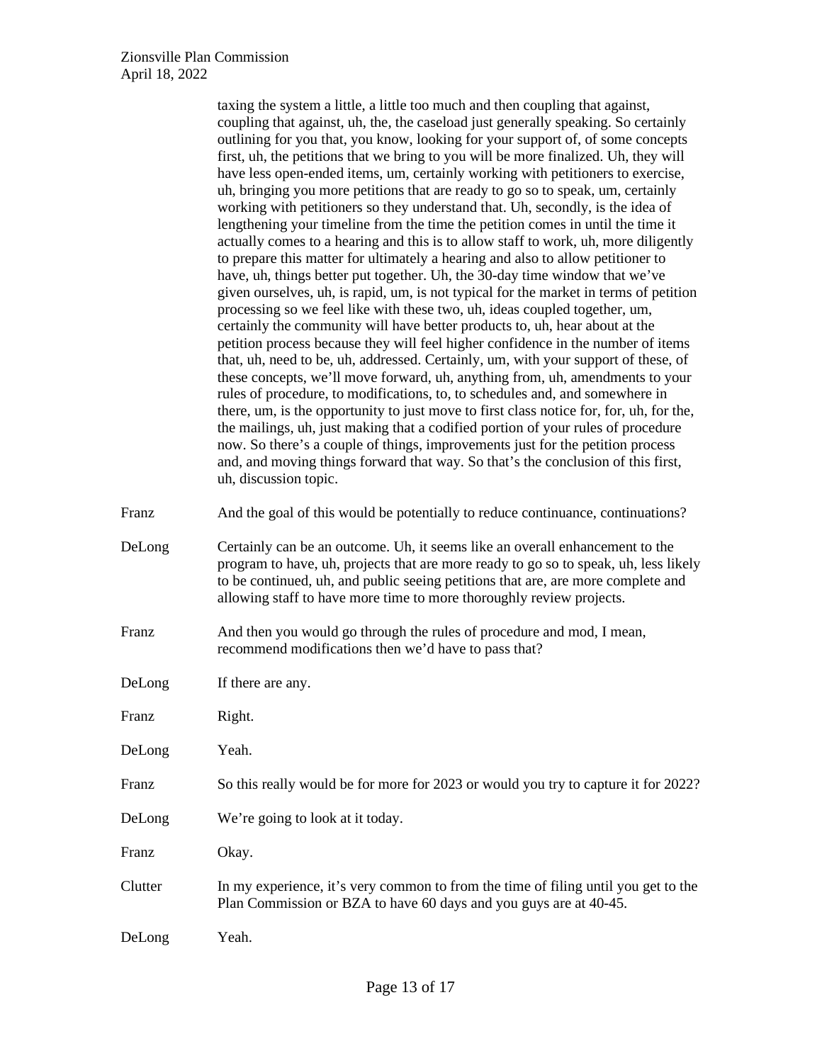taxing the system a little, a little too much and then coupling that against, coupling that against, uh, the, the caseload just generally speaking. So certainly outlining for you that, you know, looking for your support of, of some concepts first, uh, the petitions that we bring to you will be more finalized. Uh, they will have less open-ended items, um, certainly working with petitioners to exercise, uh, bringing you more petitions that are ready to go so to speak, um, certainly working with petitioners so they understand that. Uh, secondly, is the idea of lengthening your timeline from the time the petition comes in until the time it actually comes to a hearing and this is to allow staff to work, uh, more diligently to prepare this matter for ultimately a hearing and also to allow petitioner to have, uh, things better put together. Uh, the 30-day time window that we've given ourselves, uh, is rapid, um, is not typical for the market in terms of petition processing so we feel like with these two, uh, ideas coupled together, um, certainly the community will have better products to, uh, hear about at the petition process because they will feel higher confidence in the number of items that, uh, need to be, uh, addressed. Certainly, um, with your support of these, of these concepts, we'll move forward, uh, anything from, uh, amendments to your rules of procedure, to modifications, to, to schedules and, and somewhere in there, um, is the opportunity to just move to first class notice for, for, uh, for the, the mailings, uh, just making that a codified portion of your rules of procedure now. So there's a couple of things, improvements just for the petition process and, and moving things forward that way. So that's the conclusion of this first, uh, discussion topic.

Franz: And the goal of this would be potentially to reduce continuance, continuations?

DeLong: Certainly can be an outcome. Uh, it seems like an overall enhancement to the program to have, uh, projects that are more ready to go so to speak, uh, less likely to be continued, uh, and public seeing petitions that are, are more complete and allowing staff to have more time to more thoroughly review projects.

Franz: And then you would go through the rules of procedure and mod, I mean, recommend modifications then we'd have to pass that?

DeLong: If there are any.

Franz: Right.

DeLong: Yeah.

Franz: So this really would be for more for 2023 or would you try to capture it for 2022?

DeLong: We're going to look at it today.

Franz: Okay.

Clutter: In my experience, it's very common to from the time of filing until you get to the Plan Commission or BZA to have 60 days and you guys are at 40-45.

DeLong: Yeah.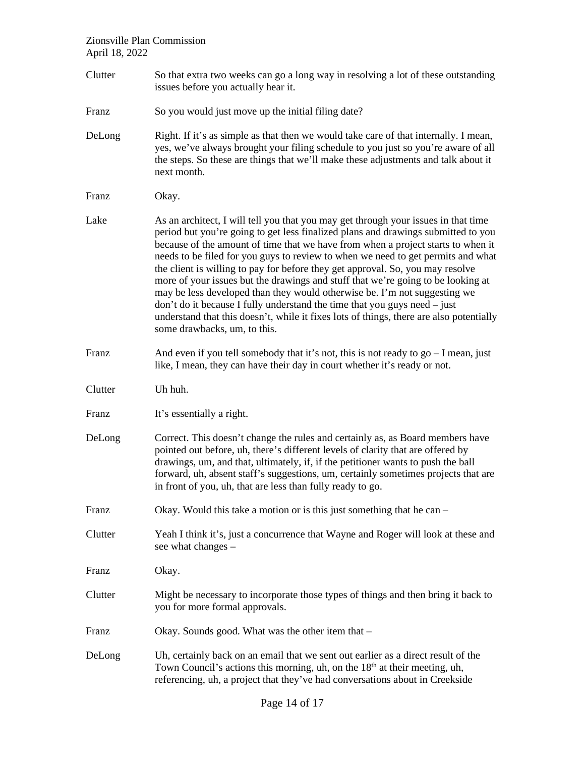Clutter So that extra two weeks can go a long way in resolving a lot of these outstanding issues before you actually hear it.

Franz So you would just move up the initial filing date?

DeLong Right. If it's as simple as that then we would take care of that internally. I mean, yes, we've always brought your filing schedule to you just so you're aware of all the steps. So these are things that we'll make these adjustments and talk about it next month.

Franz Okay.

Lake As an architect, I will tell you that you may get through your issues in that time period but you're going to get less finalized plans and drawings submitted to you because of the amount of time that we have from when a project starts to when it needs to be filed for you guys to review to when we need to get permits and what the client is willing to pay for before they get approval. So, you may resolve more of your issues but the drawings and stuff that we're going to be looking at may be less developed than they would otherwise be. I'm not suggesting we don't do it because I fully understand the time that you guys need – just understand that this doesn't, while it fixes lots of things, there are also potentially some drawbacks, um, to this.

Franz And even if you tell somebody that it's not, this is not ready to go – I mean, just like, I mean, they can have their day in court whether it's ready or not.

Clutter Uh huh.

Franz It's essentially a right.

DeLong Correct. This doesn't change the rules and certainly as, as Board members have pointed out before, uh, there's different levels of clarity that are offered by drawings, um, and that, ultimately, if, if the petitioner wants to push the ball forward, uh, absent staff's suggestions, um, certainly sometimes projects that are in front of you, uh, that are less than fully ready to go.

Franz Okay. Would this take a motion or is this just something that he can –

Clutter Yeah I think it's, just a concurrence that Wayne and Roger will look at these and see what changes –

Franz Okay.

Clutter Might be necessary to incorporate those types of things and then bring it back to you for more formal approvals.

Franz Okay. Sounds good. What was the other item that –

DeLong Uh, certainly back on an email that we sent out earlier as a direct result of the Town Council's actions this morning, uh, on the 18th at their meeting, uh, referencing, uh, a project that they've had conversations about in Creekside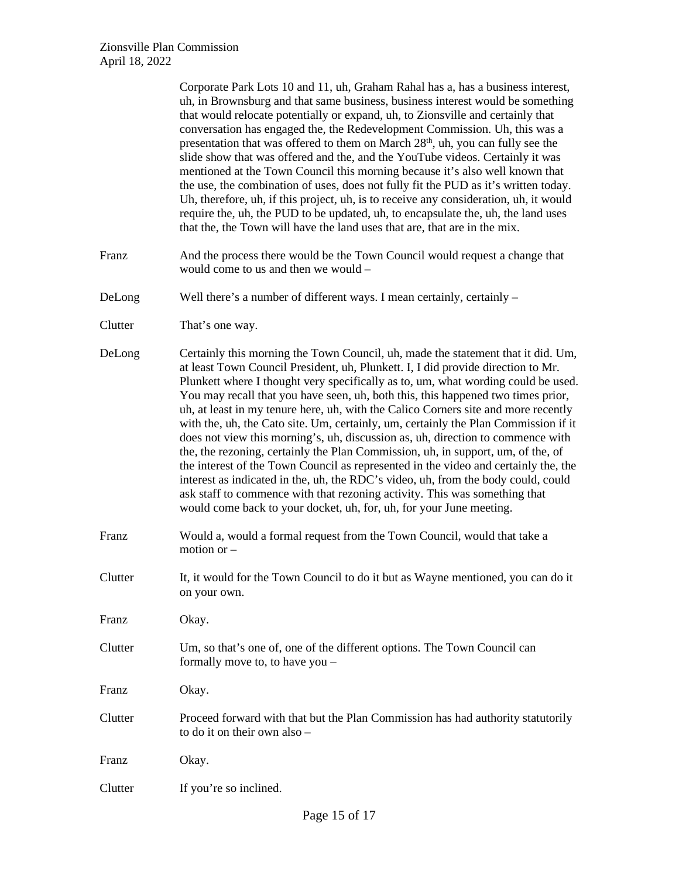Corporate Park Lots 10 and 11, uh, Graham Rahal has a, has a business interest, uh, in Brownsburg and that same business, business interest would be something that would relocate potentially or expand, uh, to Zionsville and certainly that conversation has engaged the, the Redevelopment Commission. Uh, this was a presentation that was offered to them on March 28th, uh, you can fully see the slide show that was offered and the, and the YouTube videos. Certainly it was mentioned at the Town Council this morning because it's also well known that the use, the combination of uses, does not fully fit the PUD as it's written today. Uh, therefore, uh, if this project, uh, is to receive any consideration, uh, it would require the, uh, the PUD to be updated, uh, to encapsulate the, uh, the land uses that the, the Town will have the land uses that are, that are in the mix.

Franz — And the process there would be the Town Council would request a change that would come to us and then we would –

DeLong — Well there's a number of different ways. I mean certainly, certainly –

Clutter — That's one way.

DeLong — Certainly this morning the Town Council, uh, made the statement that it did. Um, at least Town Council President, uh, Plunkett. I, I did provide direction to Mr. Plunkett where I thought very specifically as to, um, what wording could be used. You may recall that you have seen, uh, both this, this happened two times prior, uh, at least in my tenure here, uh, with the Calico Corners site and more recently with the, uh, the Cato site. Um, certainly, um, certainly the Plan Commission if it does not view this morning's, uh, discussion as, uh, direction to commence with the, the rezoning, certainly the Plan Commission, uh, in support, um, of the, of the interest of the Town Council as represented in the video and certainly the, the interest as indicated in the, uh, the RDC's video, uh, from the body could, could ask staff to commence with that rezoning activity. This was something that would come back to your docket, uh, for, uh, for your June meeting.

Franz — Would a, would a formal request from the Town Council, would that take a motion or –

Clutter — It, it would for the Town Council to do it but as Wayne mentioned, you can do it on your own.

Franz — Okay.

Clutter — Um, so that's one of, one of the different options. The Town Council can formally move to, to have you –

Franz — Okay.

Clutter — Proceed forward with that but the Plan Commission has had authority statutorily to do it on their own also –

Franz — Okay.

Clutter — If you're so inclined.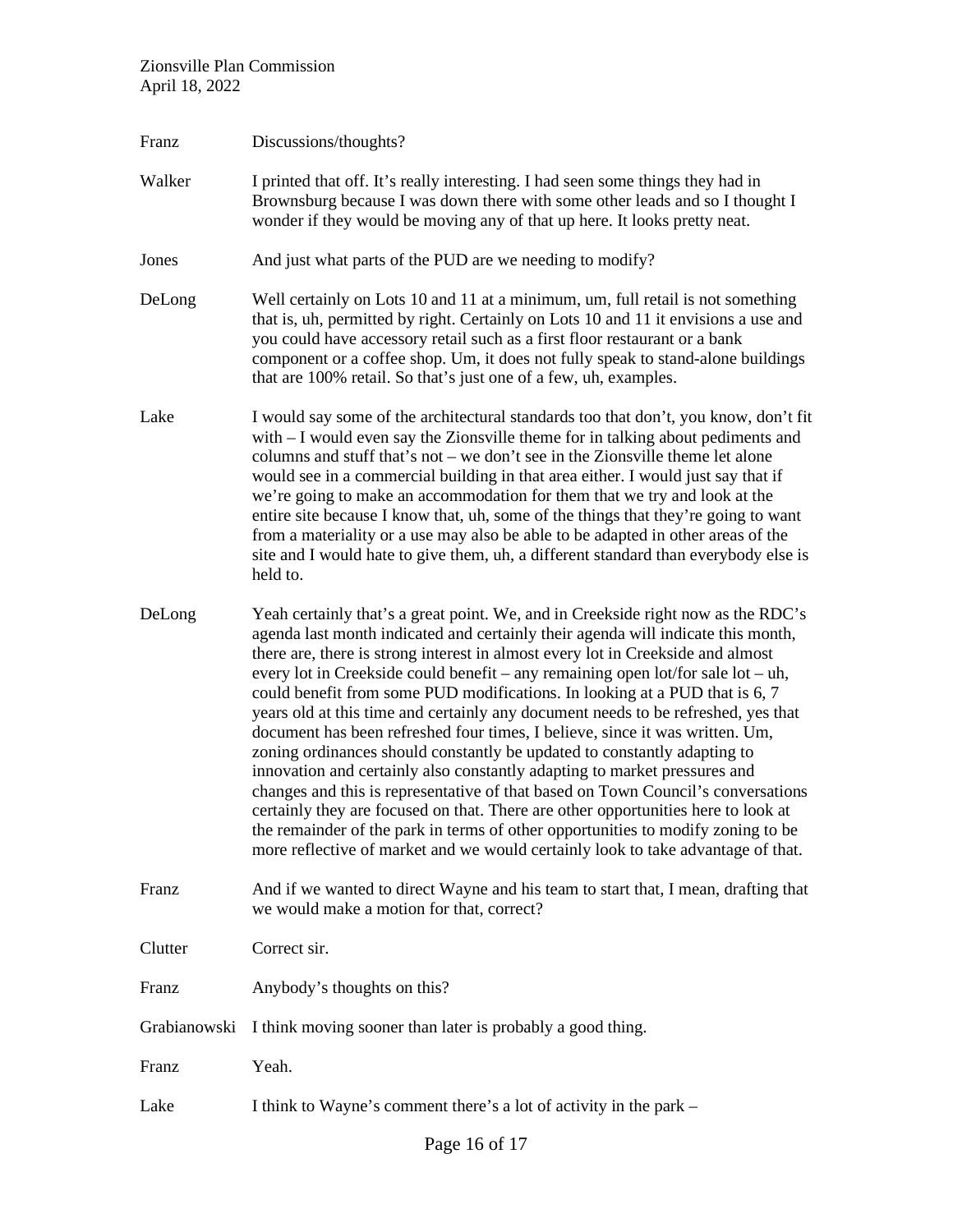Franz Discussions/thoughts?

Walker I printed that off. It's really interesting. I had seen some things they had in Brownsburg because I was down there with some other leads and so I thought I wonder if they would be moving any of that up here. It looks pretty neat.

Jones And just what parts of the PUD are we needing to modify?

DeLong Well certainly on Lots 10 and 11 at a minimum, um, full retail is not something that is, uh, permitted by right. Certainly on Lots 10 and 11 it envisions a use and you could have accessory retail such as a first floor restaurant or a bank component or a coffee shop. Um, it does not fully speak to stand-alone buildings that are 100% retail. So that's just one of a few, uh, examples.

Lake I would say some of the architectural standards too that don't, you know, don't fit with – I would even say the Zionsville theme for in talking about pediments and columns and stuff that's not – we don't see in the Zionsville theme let alone would see in a commercial building in that area either. I would just say that if we're going to make an accommodation for them that we try and look at the entire site because I know that, uh, some of the things that they're going to want from a materiality or a use may also be able to be adapted in other areas of the site and I would hate to give them, uh, a different standard than everybody else is held to.

DeLong Yeah certainly that's a great point. We, and in Creekside right now as the RDC's agenda last month indicated and certainly their agenda will indicate this month, there are, there is strong interest in almost every lot in Creekside and almost every lot in Creekside could benefit – any remaining open lot/for sale lot – uh, could benefit from some PUD modifications. In looking at a PUD that is 6, 7 years old at this time and certainly any document needs to be refreshed, yes that document has been refreshed four times, I believe, since it was written. Um, zoning ordinances should constantly be updated to constantly adapting to innovation and certainly also constantly adapting to market pressures and changes and this is representative of that based on Town Council's conversations certainly they are focused on that. There are other opportunities here to look at the remainder of the park in terms of other opportunities to modify zoning to be more reflective of market and we would certainly look to take advantage of that.

Franz And if we wanted to direct Wayne and his team to start that, I mean, drafting that we would make a motion for that, correct?

Clutter Correct sir.

Franz Anybody's thoughts on this?

Grabianowski I think moving sooner than later is probably a good thing.

Franz Yeah.

Lake I think to Wayne's comment there's a lot of activity in the park –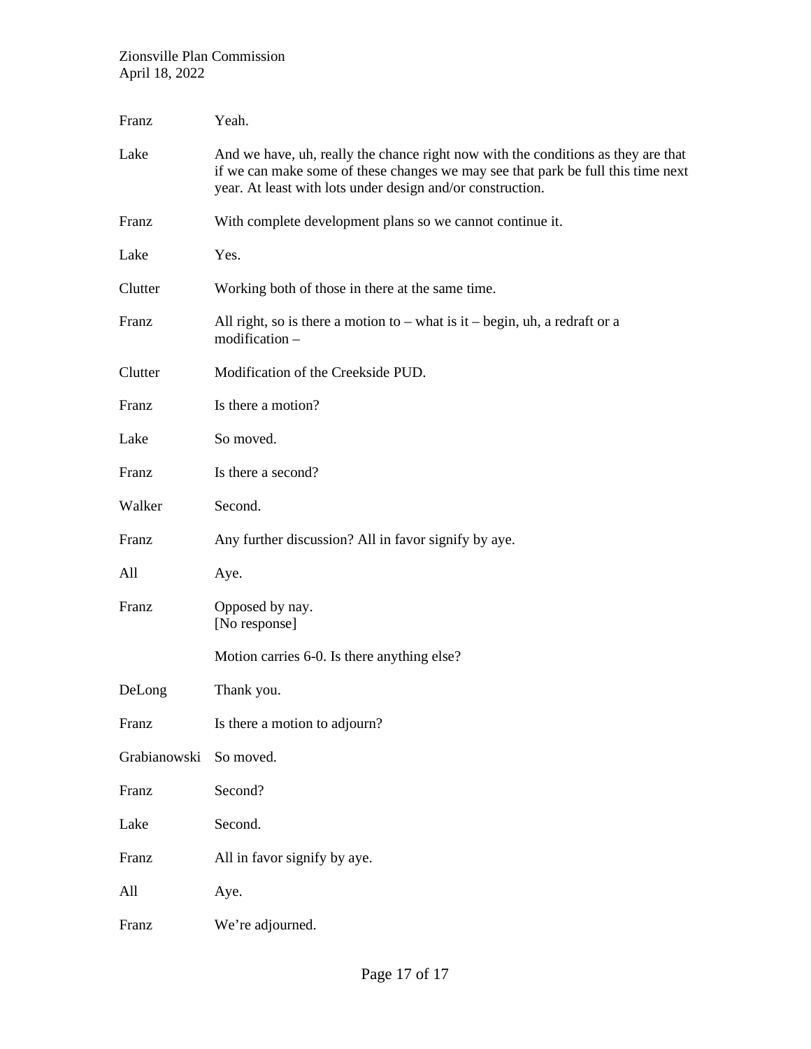Franz Yeah.

Lake And we have, uh, really the chance right now with the conditions as they are that if we can make some of these changes we may see that park be full this time next year. At least with lots under design and/or construction.

Franz With complete development plans so we cannot continue it.

Lake Yes.

Clutter Working both of those in there at the same time.

Franz All right, so is there a motion to – what is it – begin, uh, a redraft or a modification –

Clutter Modification of the Creekside PUD.

Franz Is there a motion?

Lake So moved.

Franz Is there a second?

Walker Second.

Franz Any further discussion? All in favor signify by aye.

All Aye.

Franz Opposed by nay.
[No response]

Motion carries 6-0. Is there anything else?

DeLong Thank you.

Franz Is there a motion to adjourn?

Grabianowski So moved.

Franz Second?

Lake Second.

Franz All in favor signify by aye.

All Aye.

Franz We're adjourned.